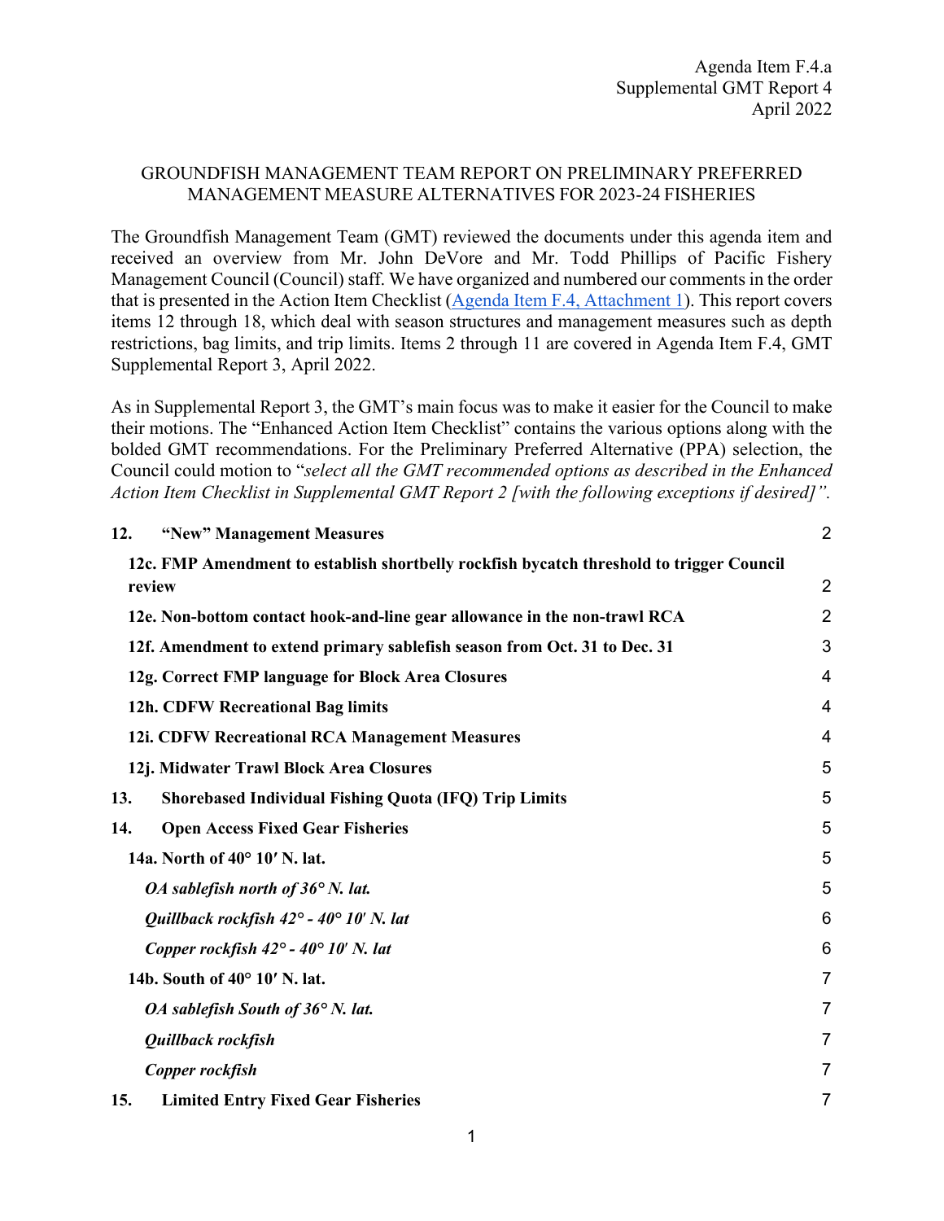Agenda Item F.4.a
Supplemental GMT Report 4
April 2022

GROUNDFISH MANAGEMENT TEAM REPORT ON PRELIMINARY PREFERRED MANAGEMENT MEASURE ALTERNATIVES FOR 2023-24 FISHERIES

The Groundfish Management Team (GMT) reviewed the documents under this agenda item and received an overview from Mr. John DeVore and Mr. Todd Phillips of Pacific Fishery Management Council (Council) staff. We have organized and numbered our comments in the order that is presented in the Action Item Checklist (Agenda Item F.4, Attachment 1). This report covers items 12 through 18, which deal with season structures and management measures such as depth restrictions, bag limits, and trip limits. Items 2 through 11 are covered in Agenda Item F.4, GMT Supplemental Report 3, April 2022.

As in Supplemental Report 3, the GMT's main focus was to make it easier for the Council to make their motions. The "Enhanced Action Item Checklist" contains the various options along with the bolded GMT recommendations. For the Preliminary Preferred Alternative (PPA) selection, the Council could motion to "*select all the GMT recommended options as described in the Enhanced Action Item Checklist in Supplemental GMT Report 2 [with the following exceptions if desired]*".

**12. "New" Management Measures** 2

- **12c. FMP Amendment to establish shortbelly rockfish bycatch threshold to trigger Council review** 2
- **12e. Non-bottom contact hook-and-line gear allowance in the non-trawl RCA** 2
- **12f. Amendment to extend primary sablefish season from Oct. 31 to Dec. 31** 3
- **12g. Correct FMP language for Block Area Closures** 4
- **12h. CDFW Recreational Bag limits** 4
- **12i. CDFW Recreational RCA Management Measures** 4
- **12j. Midwater Trawl Block Area Closures** 5

**13. Shorebased Individual Fishing Quota (IFQ) Trip Limits** 5

**14. Open Access Fixed Gear Fisheries** 5

- **14a. North of 40° 10′ N. lat.** 5
  - ***OA sablefish north of 36° N. lat.*** 5
  - ***Quillback rockfish 42° - 40° 10′ N. lat*** 6
  - ***Copper rockfish 42° - 40° 10′ N. lat*** 6
- **14b. South of 40° 10′ N. lat.** 7
  - ***OA sablefish South of 36° N. lat.*** 7
  - ***Quillback rockfish*** 7
  - ***Copper rockfish*** 7

**15. Limited Entry Fixed Gear Fisheries** 7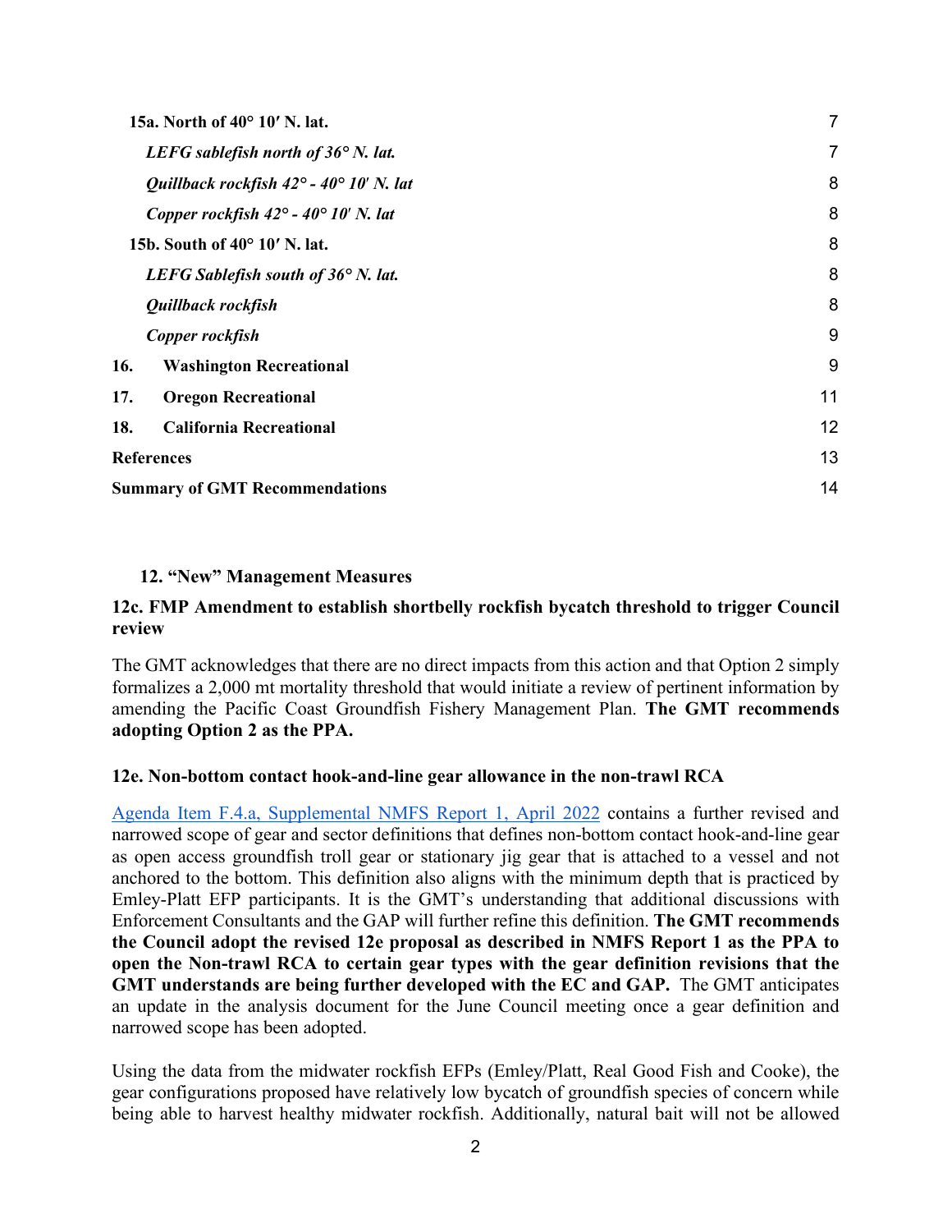| | |
|---|---|
| **15a. North of 40° 10′ N. lat.** | 7 |
| ***LEFG sablefish north of 36° N. lat.*** | 7 |
| ***Quillback rockfish 42° - 40° 10' N. lat*** | 8 |
| ***Copper rockfish 42° - 40° 10' N. lat*** | 8 |
| **15b. South of 40° 10′ N. lat.** | 8 |
| ***LEFG Sablefish south of 36° N. lat.*** | 8 |
| ***Quillback rockfish*** | 8 |
| ***Copper rockfish*** | 9 |
| **16. Washington Recreational** | 9 |
| **17. Oregon Recreational** | 11 |
| **18. California Recreational** | 12 |
| **References** | 13 |
| **Summary of GMT Recommendations** | 14 |

## 12. "New" Management Measures

### 12c. FMP Amendment to establish shortbelly rockfish bycatch threshold to trigger Council review

The GMT acknowledges that there are no direct impacts from this action and that Option 2 simply formalizes a 2,000 mt mortality threshold that would initiate a review of pertinent information by amending the Pacific Coast Groundfish Fishery Management Plan. **The GMT recommends adopting Option 2 as the PPA.**

### 12e. Non-bottom contact hook-and-line gear allowance in the non-trawl RCA

Agenda Item F.4.a, Supplemental NMFS Report 1, April 2022 contains a further revised and narrowed scope of gear and sector definitions that defines non-bottom contact hook-and-line gear as open access groundfish troll gear or stationary jig gear that is attached to a vessel and not anchored to the bottom. This definition also aligns with the minimum depth that is practiced by Emley-Platt EFP participants. It is the GMT's understanding that additional discussions with Enforcement Consultants and the GAP will further refine this definition. **The GMT recommends the Council adopt the revised 12e proposal as described in NMFS Report 1 as the PPA to open the Non-trawl RCA to certain gear types with the gear definition revisions that the GMT understands are being further developed with the EC and GAP.** The GMT anticipates an update in the analysis document for the June Council meeting once a gear definition and narrowed scope has been adopted.

Using the data from the midwater rockfish EFPs (Emley/Platt, Real Good Fish and Cooke), the gear configurations proposed have relatively low bycatch of groundfish species of concern while being able to harvest healthy midwater rockfish. Additionally, natural bait will not be allowed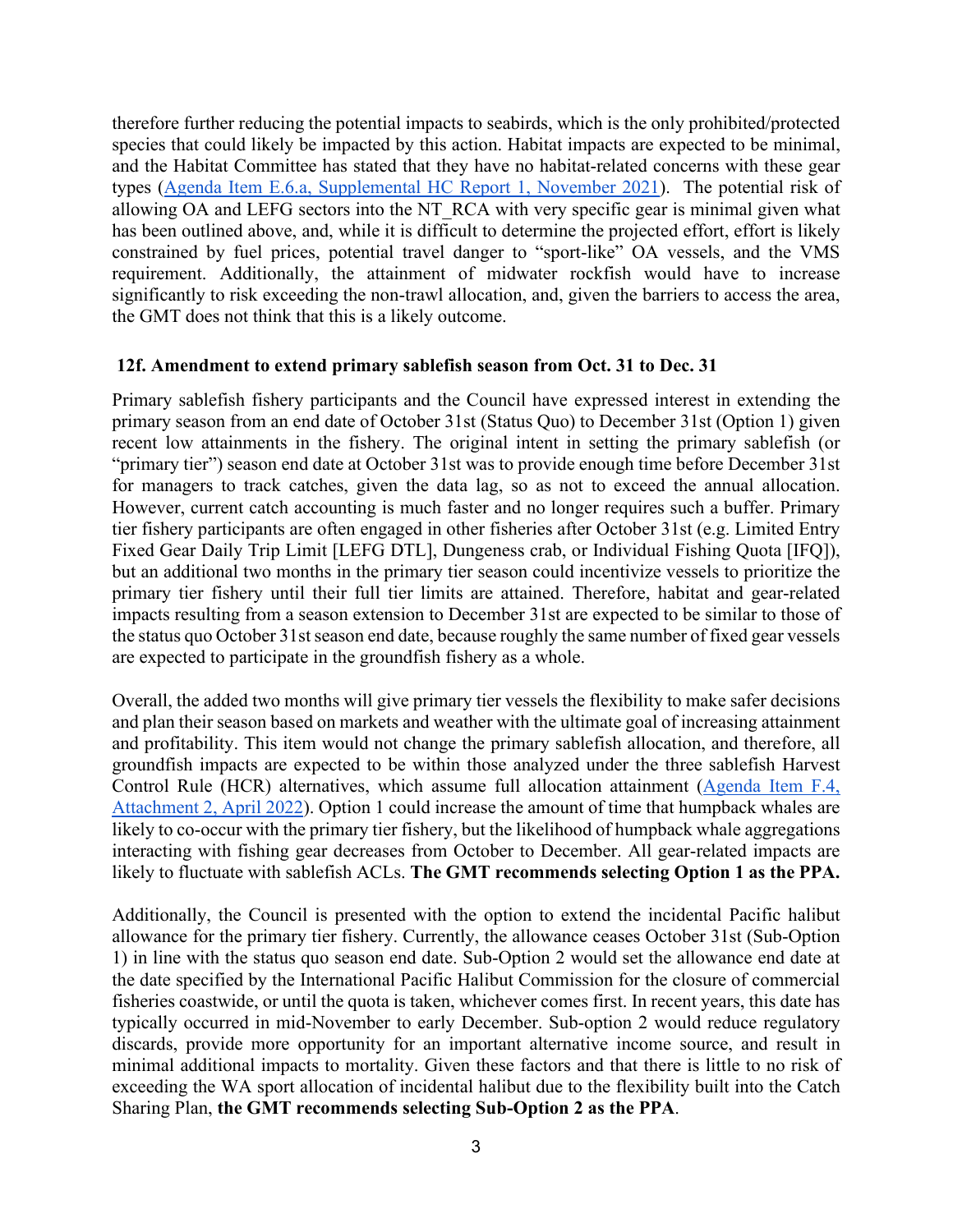therefore further reducing the potential impacts to seabirds, which is the only prohibited/protected species that could likely be impacted by this action. Habitat impacts are expected to be minimal, and the Habitat Committee has stated that they have no habitat-related concerns with these gear types (Agenda Item E.6.a, Supplemental HC Report 1, November 2021). The potential risk of allowing OA and LEFG sectors into the NT_RCA with very specific gear is minimal given what has been outlined above, and, while it is difficult to determine the projected effort, effort is likely constrained by fuel prices, potential travel danger to "sport-like" OA vessels, and the VMS requirement. Additionally, the attainment of midwater rockfish would have to increase significantly to risk exceeding the non-trawl allocation, and, given the barriers to access the area, the GMT does not think that this is a likely outcome.

### 12f. Amendment to extend primary sablefish season from Oct. 31 to Dec. 31

Primary sablefish fishery participants and the Council have expressed interest in extending the primary season from an end date of October 31st (Status Quo) to December 31st (Option 1) given recent low attainments in the fishery. The original intent in setting the primary sablefish (or "primary tier") season end date at October 31st was to provide enough time before December 31st for managers to track catches, given the data lag, so as not to exceed the annual allocation. However, current catch accounting is much faster and no longer requires such a buffer. Primary tier fishery participants are often engaged in other fisheries after October 31st (e.g. Limited Entry Fixed Gear Daily Trip Limit [LEFG DTL], Dungeness crab, or Individual Fishing Quota [IFQ]), but an additional two months in the primary tier season could incentivize vessels to prioritize the primary tier fishery until their full tier limits are attained. Therefore, habitat and gear-related impacts resulting from a season extension to December 31st are expected to be similar to those of the status quo October 31st season end date, because roughly the same number of fixed gear vessels are expected to participate in the groundfish fishery as a whole.

Overall, the added two months will give primary tier vessels the flexibility to make safer decisions and plan their season based on markets and weather with the ultimate goal of increasing attainment and profitability. This item would not change the primary sablefish allocation, and therefore, all groundfish impacts are expected to be within those analyzed under the three sablefish Harvest Control Rule (HCR) alternatives, which assume full allocation attainment (Agenda Item F.4, Attachment 2, April 2022). Option 1 could increase the amount of time that humpback whales are likely to co-occur with the primary tier fishery, but the likelihood of humpback whale aggregations interacting with fishing gear decreases from October to December. All gear-related impacts are likely to fluctuate with sablefish ACLs. **The GMT recommends selecting Option 1 as the PPA.**

Additionally, the Council is presented with the option to extend the incidental Pacific halibut allowance for the primary tier fishery. Currently, the allowance ceases October 31st (Sub-Option 1) in line with the status quo season end date. Sub-Option 2 would set the allowance end date at the date specified by the International Pacific Halibut Commission for the closure of commercial fisheries coastwide, or until the quota is taken, whichever comes first. In recent years, this date has typically occurred in mid-November to early December. Sub-option 2 would reduce regulatory discards, provide more opportunity for an important alternative income source, and result in minimal additional impacts to mortality. Given these factors and that there is little to no risk of exceeding the WA sport allocation of incidental halibut due to the flexibility built into the Catch Sharing Plan, **the GMT recommends selecting Sub-Option 2 as the PPA**.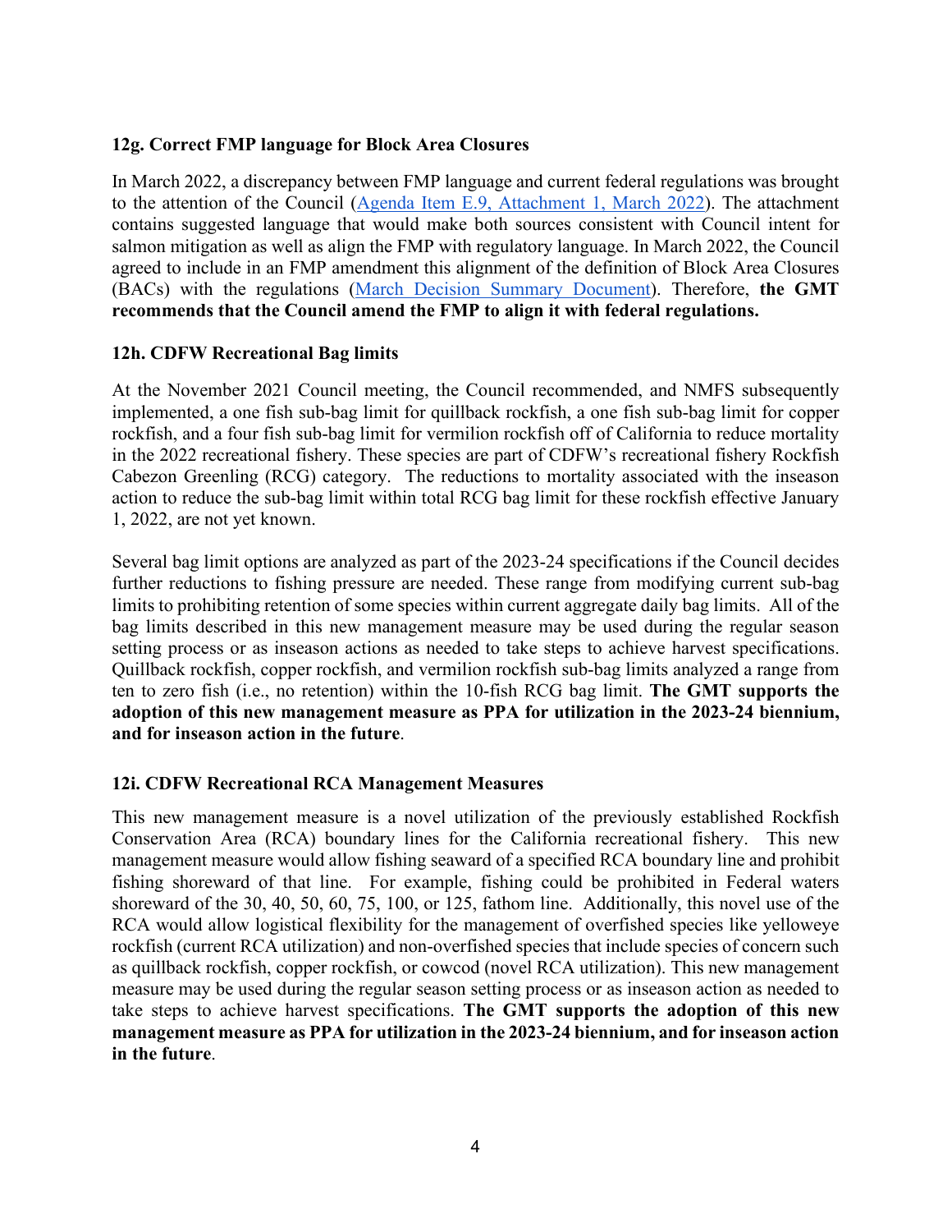### 12g. Correct FMP language for Block Area Closures

In March 2022, a discrepancy between FMP language and current federal regulations was brought to the attention of the Council (Agenda Item E.9, Attachment 1, March 2022). The attachment contains suggested language that would make both sources consistent with Council intent for salmon mitigation as well as align the FMP with regulatory language. In March 2022, the Council agreed to include in an FMP amendment this alignment of the definition of Block Area Closures (BACs) with the regulations (March Decision Summary Document). Therefore, **the GMT recommends that the Council amend the FMP to align it with federal regulations.**

### 12h. CDFW Recreational Bag limits

At the November 2021 Council meeting, the Council recommended, and NMFS subsequently implemented, a one fish sub-bag limit for quillback rockfish, a one fish sub-bag limit for copper rockfish, and a four fish sub-bag limit for vermilion rockfish off of California to reduce mortality in the 2022 recreational fishery. These species are part of CDFW's recreational fishery Rockfish Cabezon Greenling (RCG) category. The reductions to mortality associated with the inseason action to reduce the sub-bag limit within total RCG bag limit for these rockfish effective January 1, 2022, are not yet known.

Several bag limit options are analyzed as part of the 2023-24 specifications if the Council decides further reductions to fishing pressure are needed. These range from modifying current sub-bag limits to prohibiting retention of some species within current aggregate daily bag limits. All of the bag limits described in this new management measure may be used during the regular season setting process or as inseason actions as needed to take steps to achieve harvest specifications. Quillback rockfish, copper rockfish, and vermilion rockfish sub-bag limits analyzed a range from ten to zero fish (i.e., no retention) within the 10-fish RCG bag limit. **The GMT supports the adoption of this new management measure as PPA for utilization in the 2023-24 biennium, and for inseason action in the future**.

### 12i. CDFW Recreational RCA Management Measures

This new management measure is a novel utilization of the previously established Rockfish Conservation Area (RCA) boundary lines for the California recreational fishery. This new management measure would allow fishing seaward of a specified RCA boundary line and prohibit fishing shoreward of that line. For example, fishing could be prohibited in Federal waters shoreward of the 30, 40, 50, 60, 75, 100, or 125, fathom line. Additionally, this novel use of the RCA would allow logistical flexibility for the management of overfished species like yelloweye rockfish (current RCA utilization) and non-overfished species that include species of concern such as quillback rockfish, copper rockfish, or cowcod (novel RCA utilization). This new management measure may be used during the regular season setting process or as inseason action as needed to take steps to achieve harvest specifications. **The GMT supports the adoption of this new management measure as PPA for utilization in the 2023-24 biennium, and for inseason action in the future**.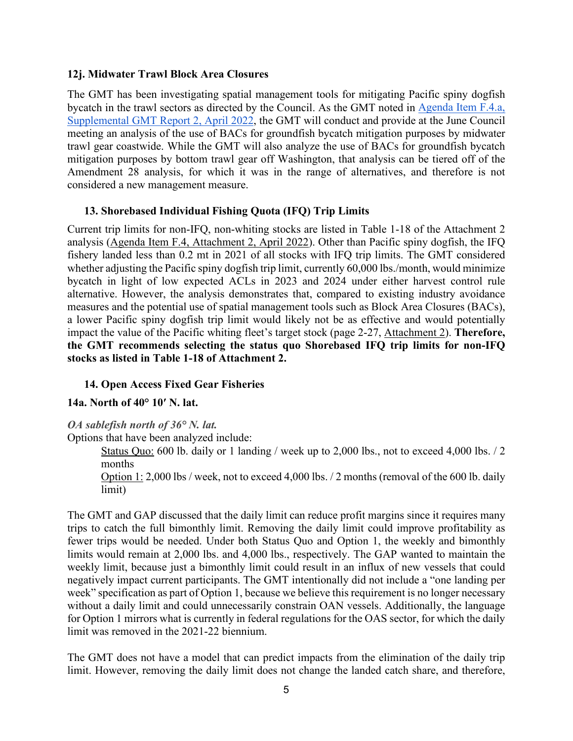#### 12j. Midwater Trawl Block Area Closures

The GMT has been investigating spatial management tools for mitigating Pacific spiny dogfish bycatch in the trawl sectors as directed by the Council. As the GMT noted in Agenda Item F.4.a, Supplemental GMT Report 2, April 2022, the GMT will conduct and provide at the June Council meeting an analysis of the use of BACs for groundfish bycatch mitigation purposes by midwater trawl gear coastwide. While the GMT will also analyze the use of BACs for groundfish bycatch mitigation purposes by bottom trawl gear off Washington, that analysis can be tiered off of the Amendment 28 analysis, for which it was in the range of alternatives, and therefore is not considered a new management measure.

### 13. Shorebased Individual Fishing Quota (IFQ) Trip Limits

Current trip limits for non-IFQ, non-whiting stocks are listed in Table 1-18 of the Attachment 2 analysis (Agenda Item F.4, Attachment 2, April 2022). Other than Pacific spiny dogfish, the IFQ fishery landed less than 0.2 mt in 2021 of all stocks with IFQ trip limits. The GMT considered whether adjusting the Pacific spiny dogfish trip limit, currently 60,000 lbs./month, would minimize bycatch in light of low expected ACLs in 2023 and 2024 under either harvest control rule alternative. However, the analysis demonstrates that, compared to existing industry avoidance measures and the potential use of spatial management tools such as Block Area Closures (BACs), a lower Pacific spiny dogfish trip limit would likely not be as effective and would potentially impact the value of the Pacific whiting fleet's target stock (page 2-27, Attachment 2). **Therefore, the GMT recommends selecting the status quo Shorebased IFQ trip limits for non-IFQ stocks as listed in Table 1-18 of Attachment 2.**

### 14. Open Access Fixed Gear Fisheries

#### 14a. North of 40° 10′ N. lat.

***OA sablefish north of 36° N. lat.***

Options that have been analyzed include:

- Status Quo: 600 lb. daily or 1 landing / week up to 2,000 lbs., not to exceed 4,000 lbs. / 2 months
- Option 1: 2,000 lbs / week, not to exceed 4,000 lbs. / 2 months (removal of the 600 lb. daily limit)

The GMT and GAP discussed that the daily limit can reduce profit margins since it requires many trips to catch the full bimonthly limit. Removing the daily limit could improve profitability as fewer trips would be needed. Under both Status Quo and Option 1, the weekly and bimonthly limits would remain at 2,000 lbs. and 4,000 lbs., respectively. The GAP wanted to maintain the weekly limit, because just a bimonthly limit could result in an influx of new vessels that could negatively impact current participants. The GMT intentionally did not include a "one landing per week" specification as part of Option 1, because we believe this requirement is no longer necessary without a daily limit and could unnecessarily constrain OAN vessels. Additionally, the language for Option 1 mirrors what is currently in federal regulations for the OAS sector, for which the daily limit was removed in the 2021-22 biennium.

The GMT does not have a model that can predict impacts from the elimination of the daily trip limit. However, removing the daily limit does not change the landed catch share, and therefore,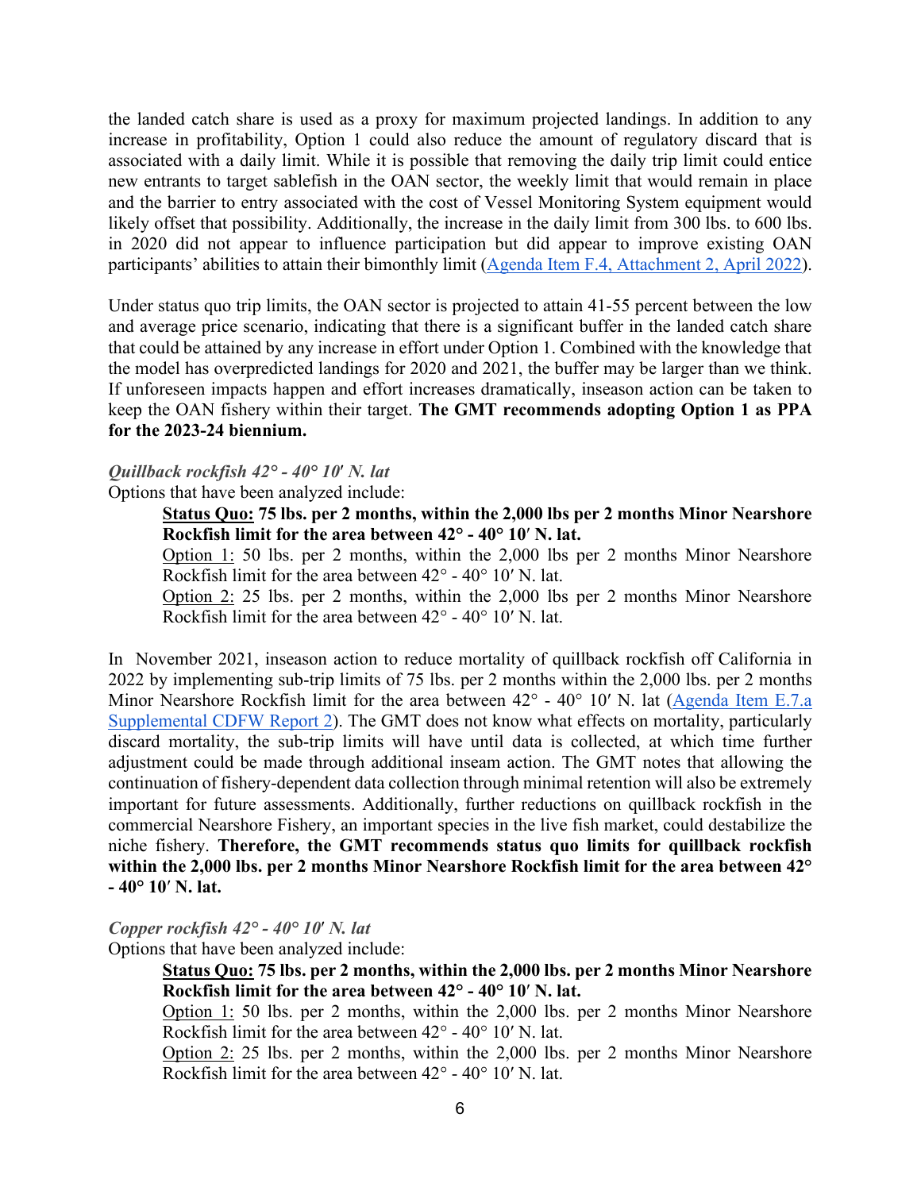the landed catch share is used as a proxy for maximum projected landings. In addition to any increase in profitability, Option 1 could also reduce the amount of regulatory discard that is associated with a daily limit. While it is possible that removing the daily trip limit could entice new entrants to target sablefish in the OAN sector, the weekly limit that would remain in place and the barrier to entry associated with the cost of Vessel Monitoring System equipment would likely offset that possibility. Additionally, the increase in the daily limit from 300 lbs. to 600 lbs. in 2020 did not appear to influence participation but did appear to improve existing OAN participants' abilities to attain their bimonthly limit ([Agenda Item F.4, Attachment 2, April 2022](#)).

Under status quo trip limits, the OAN sector is projected to attain 41-55 percent between the low and average price scenario, indicating that there is a significant buffer in the landed catch share that could be attained by any increase in effort under Option 1. Combined with the knowledge that the model has overpredicted landings for 2020 and 2021, the buffer may be larger than we think. If unforeseen impacts happen and effort increases dramatically, inseason action can be taken to keep the OAN fishery within their target. **The GMT recommends adopting Option 1 as PPA for the 2023-24 biennium.**

*Quillback rockfish 42° - 40° 10′ N. lat*

Options that have been analyzed include:

> **Status Quo: 75 lbs. per 2 months, within the 2,000 lbs per 2 months Minor Nearshore Rockfish limit for the area between 42° - 40° 10′ N. lat.**
>
> Option 1: 50 lbs. per 2 months, within the 2,000 lbs per 2 months Minor Nearshore Rockfish limit for the area between 42° - 40° 10′ N. lat.
>
> Option 2: 25 lbs. per 2 months, within the 2,000 lbs per 2 months Minor Nearshore Rockfish limit for the area between 42° - 40° 10′ N. lat.

In November 2021, inseason action to reduce mortality of quillback rockfish off California in 2022 by implementing sub-trip limits of 75 lbs. per 2 months within the 2,000 lbs. per 2 months Minor Nearshore Rockfish limit for the area between 42° - 40° 10′ N. lat ([Agenda Item E.7.a Supplemental CDFW Report 2](#)). The GMT does not know what effects on mortality, particularly discard mortality, the sub-trip limits will have until data is collected, at which time further adjustment could be made through additional inseam action. The GMT notes that allowing the continuation of fishery-dependent data collection through minimal retention will also be extremely important for future assessments. Additionally, further reductions on quillback rockfish in the commercial Nearshore Fishery, an important species in the live fish market, could destabilize the niche fishery. **Therefore, the GMT recommends status quo limits for quillback rockfish within the 2,000 lbs. per 2 months Minor Nearshore Rockfish limit for the area between 42° - 40° 10′ N. lat.**

*Copper rockfish 42° - 40° 10′ N. lat*

Options that have been analyzed include:

> **Status Quo: 75 lbs. per 2 months, within the 2,000 lbs. per 2 months Minor Nearshore Rockfish limit for the area between 42° - 40° 10′ N. lat.**
>
> Option 1: 50 lbs. per 2 months, within the 2,000 lbs. per 2 months Minor Nearshore Rockfish limit for the area between 42° - 40° 10′ N. lat.
>
> Option 2: 25 lbs. per 2 months, within the 2,000 lbs. per 2 months Minor Nearshore Rockfish limit for the area between 42° - 40° 10′ N. lat.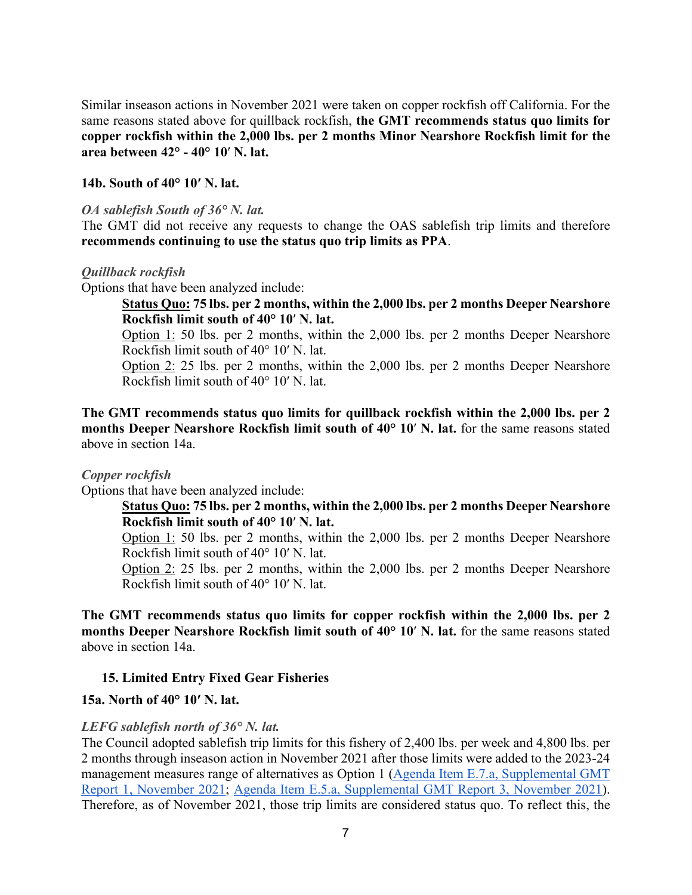Similar inseason actions in November 2021 were taken on copper rockfish off California. For the same reasons stated above for quillback rockfish, **the GMT recommends status quo limits for copper rockfish within the 2,000 lbs. per 2 months Minor Nearshore Rockfish limit for the area between 42° - 40° 10′ N. lat.**

#### 14b. South of 40° 10′ N. lat.

***OA sablefish South of 36° N. lat.***

The GMT did not receive any requests to change the OAS sablefish trip limits and therefore **recommends continuing to use the status quo trip limits as PPA**.

***Quillback rockfish***

Options that have been analyzed include:

> **Status Quo: 75 lbs. per 2 months, within the 2,000 lbs. per 2 months Deeper Nearshore Rockfish limit south of 40° 10′ N. lat.**
>
> Option 1: 50 lbs. per 2 months, within the 2,000 lbs. per 2 months Deeper Nearshore Rockfish limit south of 40° 10′ N. lat.
>
> Option 2: 25 lbs. per 2 months, within the 2,000 lbs. per 2 months Deeper Nearshore Rockfish limit south of 40° 10′ N. lat.

**The GMT recommends status quo limits for quillback rockfish within the 2,000 lbs. per 2 months Deeper Nearshore Rockfish limit south of 40° 10′ N. lat.** for the same reasons stated above in section 14a.

***Copper rockfish***

Options that have been analyzed include:

> **Status Quo: 75 lbs. per 2 months, within the 2,000 lbs. per 2 months Deeper Nearshore Rockfish limit south of 40° 10′ N. lat.**
>
> Option 1: 50 lbs. per 2 months, within the 2,000 lbs. per 2 months Deeper Nearshore Rockfish limit south of 40° 10′ N. lat.
>
> Option 2: 25 lbs. per 2 months, within the 2,000 lbs. per 2 months Deeper Nearshore Rockfish limit south of 40° 10′ N. lat.

**The GMT recommends status quo limits for copper rockfish within the 2,000 lbs. per 2 months Deeper Nearshore Rockfish limit south of 40° 10′ N. lat.** for the same reasons stated above in section 14a.

### 15. Limited Entry Fixed Gear Fisheries

#### 15a. North of 40° 10′ N. lat.

***LEFG sablefish north of 36° N. lat.***

The Council adopted sablefish trip limits for this fishery of 2,400 lbs. per week and 4,800 lbs. per 2 months through inseason action in November 2021 after those limits were added to the 2023-24 management measures range of alternatives as Option 1 (Agenda Item E.7.a, Supplemental GMT Report 1, November 2021; Agenda Item E.5.a, Supplemental GMT Report 3, November 2021). Therefore, as of November 2021, those trip limits are considered status quo. To reflect this, the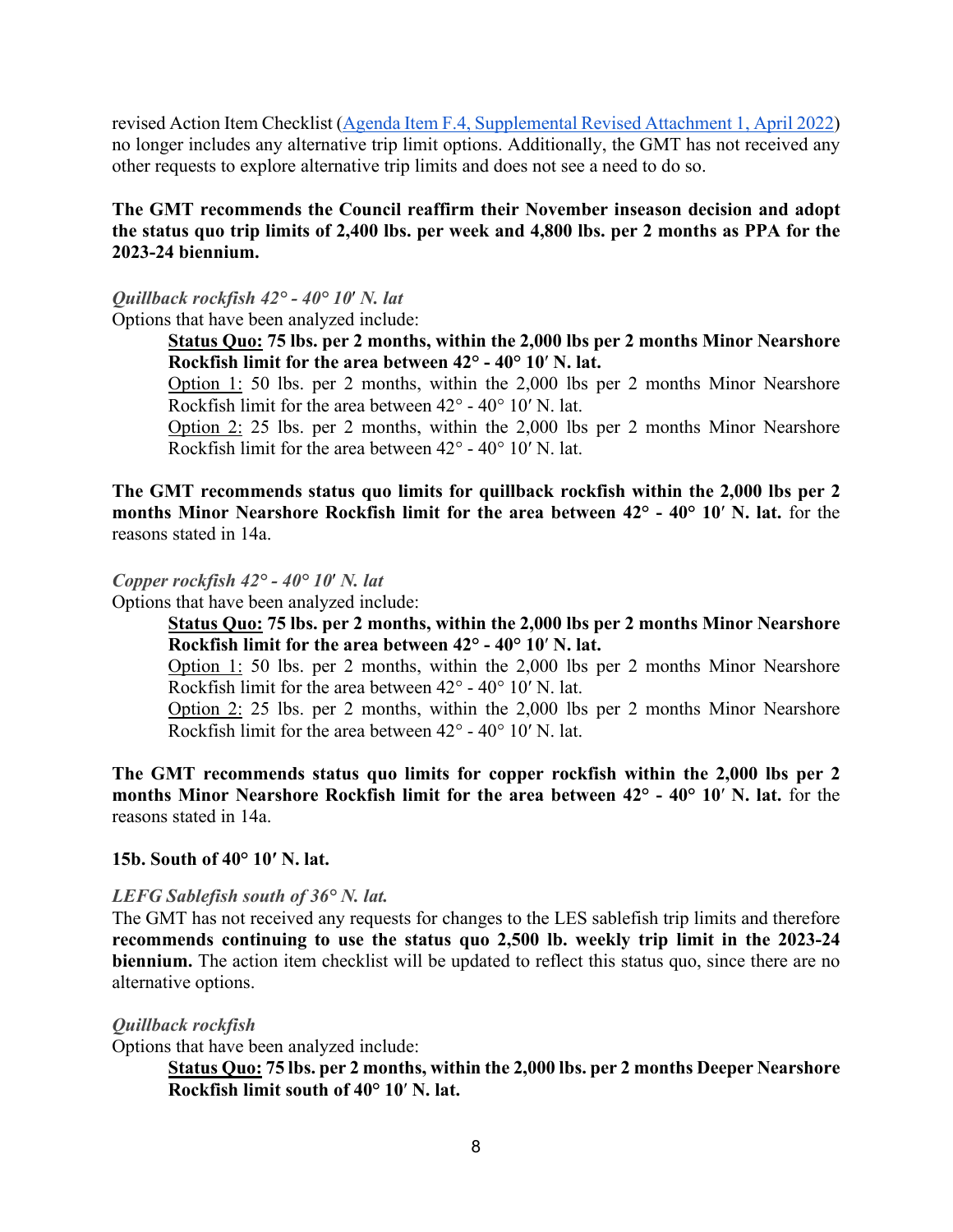revised Action Item Checklist ([Agenda Item F.4, Supplemental Revised Attachment 1, April 2022](#)) no longer includes any alternative trip limit options. Additionally, the GMT has not received any other requests to explore alternative trip limits and does not see a need to do so.

**The GMT recommends the Council reaffirm their November inseason decision and adopt the status quo trip limits of 2,400 lbs. per week and 4,800 lbs. per 2 months as PPA for the 2023-24 biennium.**

*Quillback rockfish 42° - 40° 10′ N. lat*

Options that have been analyzed include:

> **Status Quo: 75 lbs. per 2 months, within the 2,000 lbs per 2 months Minor Nearshore Rockfish limit for the area between 42° - 40° 10′ N. lat.**
>
> Option 1: 50 lbs. per 2 months, within the 2,000 lbs per 2 months Minor Nearshore Rockfish limit for the area between 42° - 40° 10′ N. lat.
>
> Option 2: 25 lbs. per 2 months, within the 2,000 lbs per 2 months Minor Nearshore Rockfish limit for the area between 42° - 40° 10′ N. lat.

**The GMT recommends status quo limits for quillback rockfish within the 2,000 lbs per 2 months Minor Nearshore Rockfish limit for the area between 42° - 40° 10′ N. lat.** for the reasons stated in 14a.

*Copper rockfish 42° - 40° 10′ N. lat*

Options that have been analyzed include:

> **Status Quo: 75 lbs. per 2 months, within the 2,000 lbs per 2 months Minor Nearshore Rockfish limit for the area between 42° - 40° 10′ N. lat.**
>
> Option 1: 50 lbs. per 2 months, within the 2,000 lbs per 2 months Minor Nearshore Rockfish limit for the area between 42° - 40° 10′ N. lat.
>
> Option 2: 25 lbs. per 2 months, within the 2,000 lbs per 2 months Minor Nearshore Rockfish limit for the area between 42° - 40° 10′ N. lat.

**The GMT recommends status quo limits for copper rockfish within the 2,000 lbs per 2 months Minor Nearshore Rockfish limit for the area between 42° - 40° 10′ N. lat.** for the reasons stated in 14a.

**15b. South of 40° 10′ N. lat.**

*LEFG Sablefish south of 36° N. lat.*

The GMT has not received any requests for changes to the LES sablefish trip limits and therefore **recommends continuing to use the status quo 2,500 lb. weekly trip limit in the 2023-24 biennium.** The action item checklist will be updated to reflect this status quo, since there are no alternative options.

*Quillback rockfish*

Options that have been analyzed include:

> **Status Quo: 75 lbs. per 2 months, within the 2,000 lbs. per 2 months Deeper Nearshore Rockfish limit south of 40° 10′ N. lat.**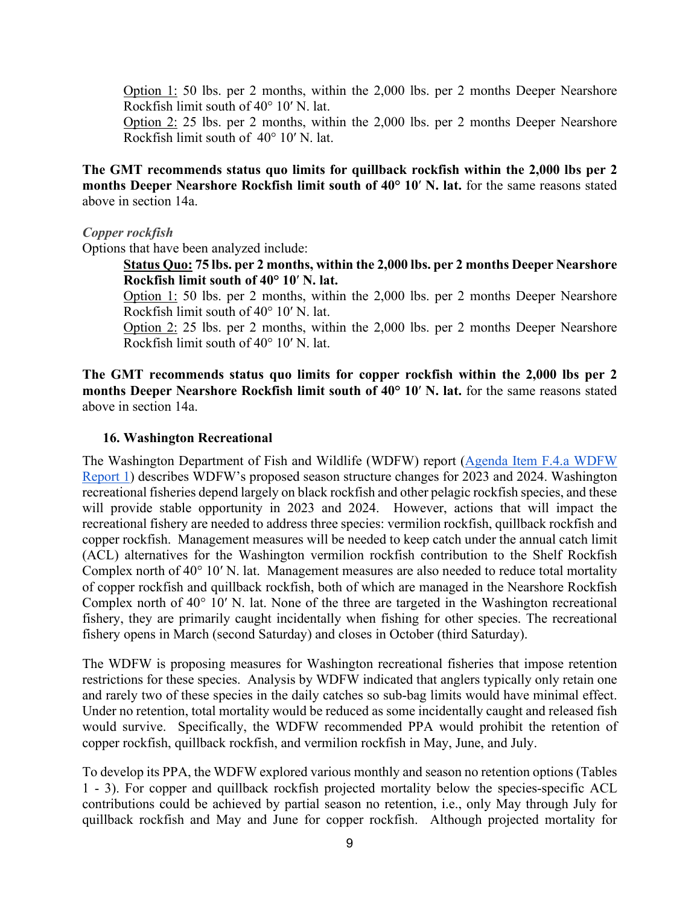<u>Option 1:</u> 50 lbs. per 2 months, within the 2,000 lbs. per 2 months Deeper Nearshore Rockfish limit south of 40° 10′ N. lat.
<u>Option 2:</u> 25 lbs. per 2 months, within the 2,000 lbs. per 2 months Deeper Nearshore Rockfish limit south of 40° 10′ N. lat.

**The GMT recommends status quo limits for quillback rockfish within the 2,000 lbs per 2 months Deeper Nearshore Rockfish limit south of 40° 10′ N. lat.** for the same reasons stated above in section 14a.

*Copper rockfish*

Options that have been analyzed include:

**<u>Status Quo:</u> 75 lbs. per 2 months, within the 2,000 lbs. per 2 months Deeper Nearshore Rockfish limit south of 40° 10′ N. lat.**
<u>Option 1:</u> 50 lbs. per 2 months, within the 2,000 lbs. per 2 months Deeper Nearshore Rockfish limit south of 40° 10′ N. lat.
<u>Option 2:</u> 25 lbs. per 2 months, within the 2,000 lbs. per 2 months Deeper Nearshore Rockfish limit south of 40° 10′ N. lat.

**The GMT recommends status quo limits for copper rockfish within the 2,000 lbs per 2 months Deeper Nearshore Rockfish limit south of 40° 10′ N. lat.** for the same reasons stated above in section 14a.

### 16. Washington Recreational

The Washington Department of Fish and Wildlife (WDFW) report (Agenda Item F.4.a WDFW Report 1) describes WDFW's proposed season structure changes for 2023 and 2024. Washington recreational fisheries depend largely on black rockfish and other pelagic rockfish species, and these will provide stable opportunity in 2023 and 2024. However, actions that will impact the recreational fishery are needed to address three species: vermilion rockfish, quillback rockfish and copper rockfish. Management measures will be needed to keep catch under the annual catch limit (ACL) alternatives for the Washington vermilion rockfish contribution to the Shelf Rockfish Complex north of 40° 10′ N. lat. Management measures are also needed to reduce total mortality of copper rockfish and quillback rockfish, both of which are managed in the Nearshore Rockfish Complex north of 40° 10′ N. lat. None of the three are targeted in the Washington recreational fishery, they are primarily caught incidentally when fishing for other species. The recreational fishery opens in March (second Saturday) and closes in October (third Saturday).

The WDFW is proposing measures for Washington recreational fisheries that impose retention restrictions for these species. Analysis by WDFW indicated that anglers typically only retain one and rarely two of these species in the daily catches so sub-bag limits would have minimal effect. Under no retention, total mortality would be reduced as some incidentally caught and released fish would survive. Specifically, the WDFW recommended PPA would prohibit the retention of copper rockfish, quillback rockfish, and vermilion rockfish in May, June, and July.

To develop its PPA, the WDFW explored various monthly and season no retention options (Tables 1 - 3). For copper and quillback rockfish projected mortality below the species-specific ACL contributions could be achieved by partial season no retention, i.e., only May through July for quillback rockfish and May and June for copper rockfish. Although projected mortality for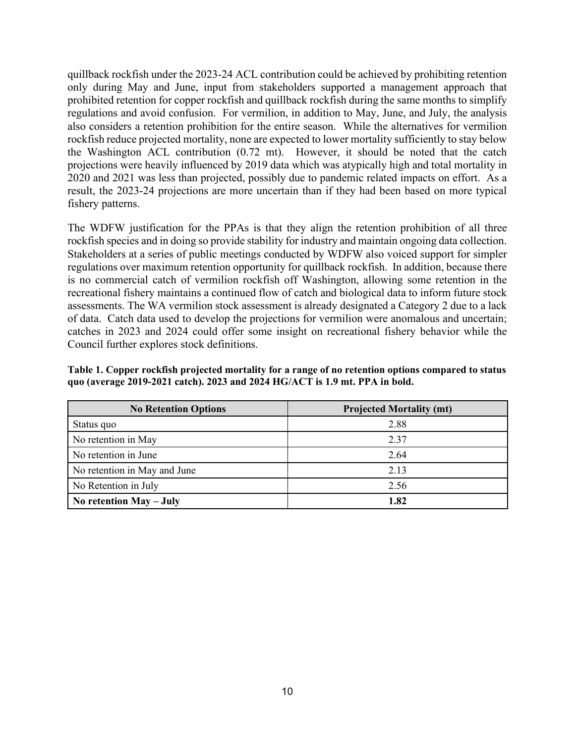quillback rockfish under the 2023-24 ACL contribution could be achieved by prohibiting retention only during May and June, input from stakeholders supported a management approach that prohibited retention for copper rockfish and quillback rockfish during the same months to simplify regulations and avoid confusion. For vermilion, in addition to May, June, and July, the analysis also considers a retention prohibition for the entire season. While the alternatives for vermilion rockfish reduce projected mortality, none are expected to lower mortality sufficiently to stay below the Washington ACL contribution (0.72 mt). However, it should be noted that the catch projections were heavily influenced by 2019 data which was atypically high and total mortality in 2020 and 2021 was less than projected, possibly due to pandemic related impacts on effort. As a result, the 2023-24 projections are more uncertain than if they had been based on more typical fishery patterns.

The WDFW justification for the PPAs is that they align the retention prohibition of all three rockfish species and in doing so provide stability for industry and maintain ongoing data collection. Stakeholders at a series of public meetings conducted by WDFW also voiced support for simpler regulations over maximum retention opportunity for quillback rockfish. In addition, because there is no commercial catch of vermilion rockfish off Washington, allowing some retention in the recreational fishery maintains a continued flow of catch and biological data to inform future stock assessments. The WA vermilion stock assessment is already designated a Category 2 due to a lack of data. Catch data used to develop the projections for vermilion were anomalous and uncertain; catches in 2023 and 2024 could offer some insight on recreational fishery behavior while the Council further explores stock definitions.

**Table 1. Copper rockfish projected mortality for a range of no retention options compared to status quo (average 2019-2021 catch). 2023 and 2024 HG/ACT is 1.9 mt. PPA in bold.**

| No Retention Options | Projected Mortality (mt) |
| --- | --- |
| Status quo | 2.88 |
| No retention in May | 2.37 |
| No retention in June | 2.64 |
| No retention in May and June | 2.13 |
| No Retention in July | 2.56 |
| **No retention May – July** | **1.82** |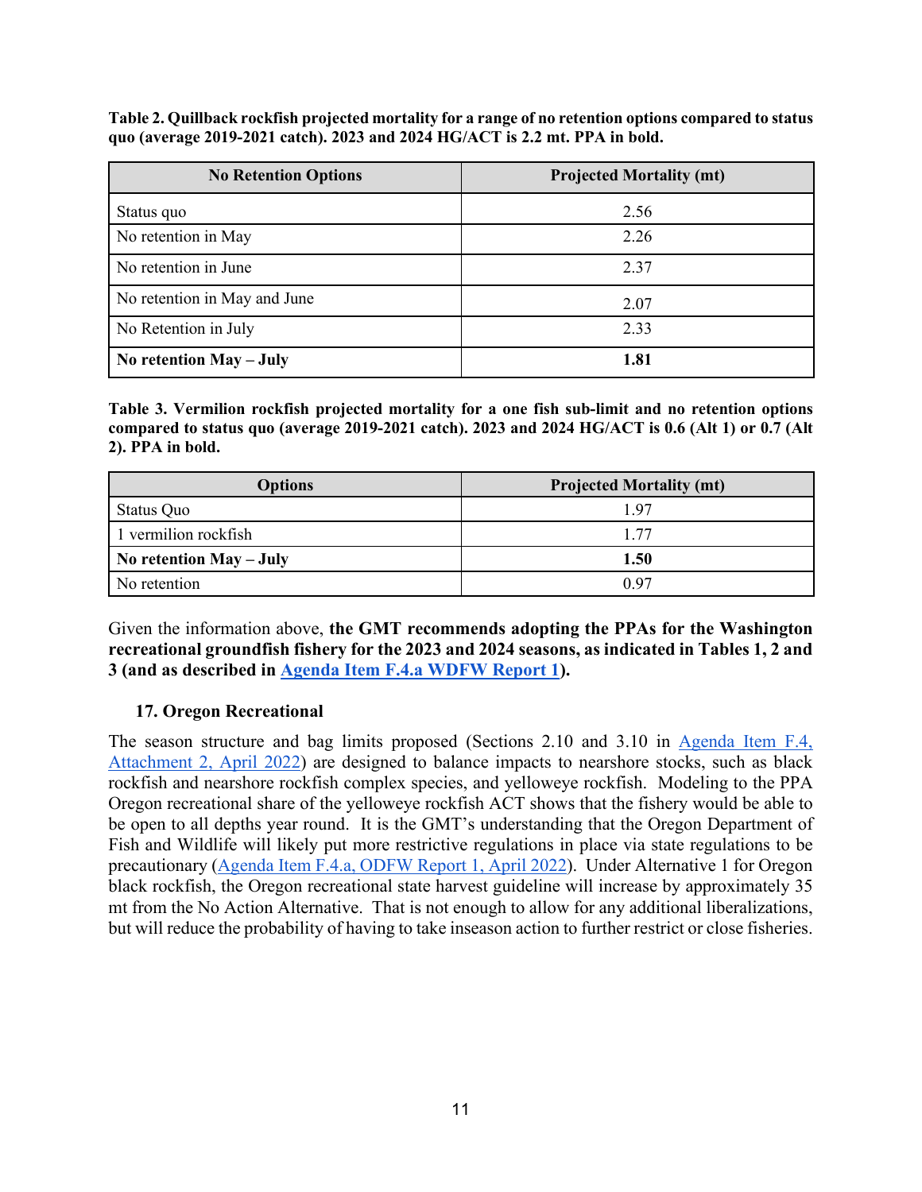**Table 2. Quillback rockfish projected mortality for a range of no retention options compared to status quo (average 2019-2021 catch). 2023 and 2024 HG/ACT is 2.2 mt. PPA in bold.**

| No Retention Options | Projected Mortality (mt) |
| --- | --- |
| Status quo | 2.56 |
| No retention in May | 2.26 |
| No retention in June | 2.37 |
| No retention in May and June | 2.07 |
| No Retention in July | 2.33 |
| **No retention May – July** | **1.81** |

**Table 3. Vermilion rockfish projected mortality for a one fish sub-limit and no retention options compared to status quo (average 2019-2021 catch). 2023 and 2024 HG/ACT is 0.6 (Alt 1) or 0.7 (Alt 2). PPA in bold.**

| Options | Projected Mortality (mt) |
| --- | --- |
| Status Quo | 1.97 |
| 1 vermilion rockfish | 1.77 |
| **No retention May – July** | **1.50** |
| No retention | 0.97 |

Given the information above, **the GMT recommends adopting the PPAs for the Washington recreational groundfish fishery for the 2023 and 2024 seasons, as indicated in Tables 1, 2 and 3 (and as described in Agenda Item F.4.a WDFW Report 1).**

### 17. Oregon Recreational

The season structure and bag limits proposed (Sections 2.10 and 3.10 in Agenda Item F.4, Attachment 2, April 2022) are designed to balance impacts to nearshore stocks, such as black rockfish and nearshore rockfish complex species, and yelloweye rockfish. Modeling to the PPA Oregon recreational share of the yelloweye rockfish ACT shows that the fishery would be able to be open to all depths year round. It is the GMT's understanding that the Oregon Department of Fish and Wildlife will likely put more restrictive regulations in place via state regulations to be precautionary (Agenda Item F.4.a, ODFW Report 1, April 2022). Under Alternative 1 for Oregon black rockfish, the Oregon recreational state harvest guideline will increase by approximately 35 mt from the No Action Alternative. That is not enough to allow for any additional liberalizations, but will reduce the probability of having to take inseason action to further restrict or close fisheries.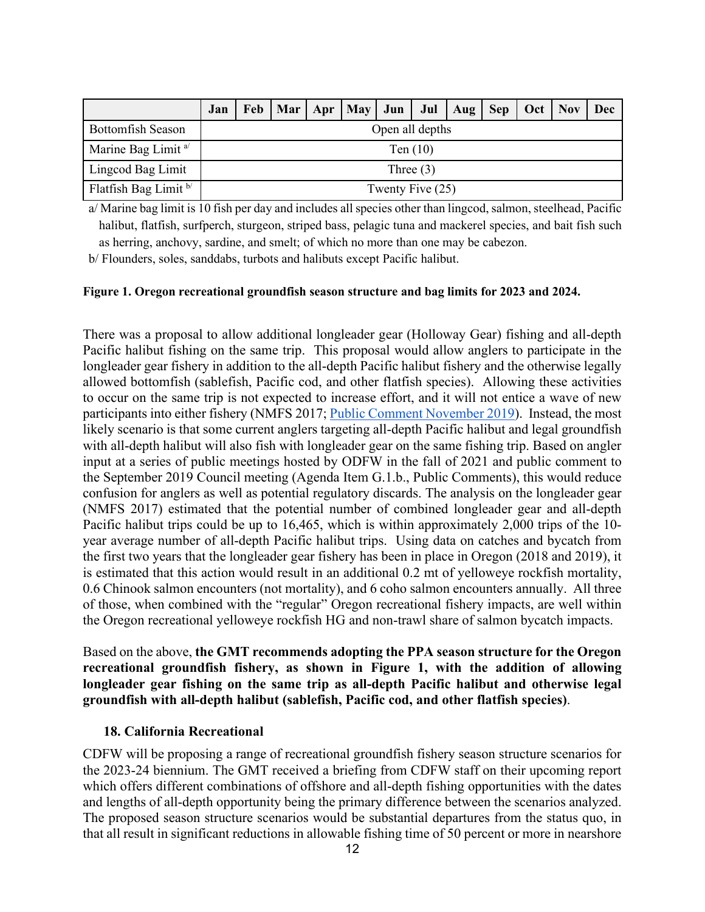| | Jan | Feb | Mar | Apr | May | Jun | Jul | Aug | Sep | Oct | Nov | Dec |
|---|---|---|---|---|---|---|---|---|---|---|---|---|
| Bottomfish Season | Open all depths | | | | | | | | | | | |
| Marine Bag Limit [a/] | Ten (10) | | | | | | | | | | | |
| Lingcod Bag Limit | Three (3) | | | | | | | | | | | |
| Flatfish Bag Limit [b/] | Twenty Five (25) | | | | | | | | | | | |

a/ Marine bag limit is 10 fish per day and includes all species other than lingcod, salmon, steelhead, Pacific halibut, flatfish, surfperch, sturgeon, striped bass, pelagic tuna and mackerel species, and bait fish such as herring, anchovy, sardine, and smelt; of which no more than one may be cabezon.

b/ Flounders, soles, sanddabs, turbots and halibuts except Pacific halibut.

**Figure 1. Oregon recreational groundfish season structure and bag limits for 2023 and 2024.**

There was a proposal to allow additional longleader gear (Holloway Gear) fishing and all-depth Pacific halibut fishing on the same trip. This proposal would allow anglers to participate in the longleader gear fishery in addition to the all-depth Pacific halibut fishery and the otherwise legally allowed bottomfish (sablefish, Pacific cod, and other flatfish species). Allowing these activities to occur on the same trip is not expected to increase effort, and it will not entice a wave of new participants into either fishery (NMFS 2017; Public Comment November 2019). Instead, the most likely scenario is that some current anglers targeting all-depth Pacific halibut and legal groundfish with all-depth halibut will also fish with longleader gear on the same fishing trip. Based on angler input at a series of public meetings hosted by ODFW in the fall of 2021 and public comment to the September 2019 Council meeting (Agenda Item G.1.b., Public Comments), this would reduce confusion for anglers as well as potential regulatory discards. The analysis on the longleader gear (NMFS 2017) estimated that the potential number of combined longleader gear and all-depth Pacific halibut trips could be up to 16,465, which is within approximately 2,000 trips of the 10-year average number of all-depth Pacific halibut trips. Using data on catches and bycatch from the first two years that the longleader gear fishery has been in place in Oregon (2018 and 2019), it is estimated that this action would result in an additional 0.2 mt of yelloweye rockfish mortality, 0.6 Chinook salmon encounters (not mortality), and 6 coho salmon encounters annually. All three of those, when combined with the "regular" Oregon recreational fishery impacts, are well within the Oregon recreational yelloweye rockfish HG and non-trawl share of salmon bycatch impacts.

Based on the above, **the GMT recommends adopting the PPA season structure for the Oregon recreational groundfish fishery, as shown in Figure 1, with the addition of allowing longleader gear fishing on the same trip as all-depth Pacific halibut and otherwise legal groundfish with all-depth halibut (sablefish, Pacific cod, and other flatfish species)**.

### 18. California Recreational

CDFW will be proposing a range of recreational groundfish fishery season structure scenarios for the 2023-24 biennium. The GMT received a briefing from CDFW staff on their upcoming report which offers different combinations of offshore and all-depth fishing opportunities with the dates and lengths of all-depth opportunity being the primary difference between the scenarios analyzed. The proposed season structure scenarios would be substantial departures from the status quo, in that all result in significant reductions in allowable fishing time of 50 percent or more in nearshore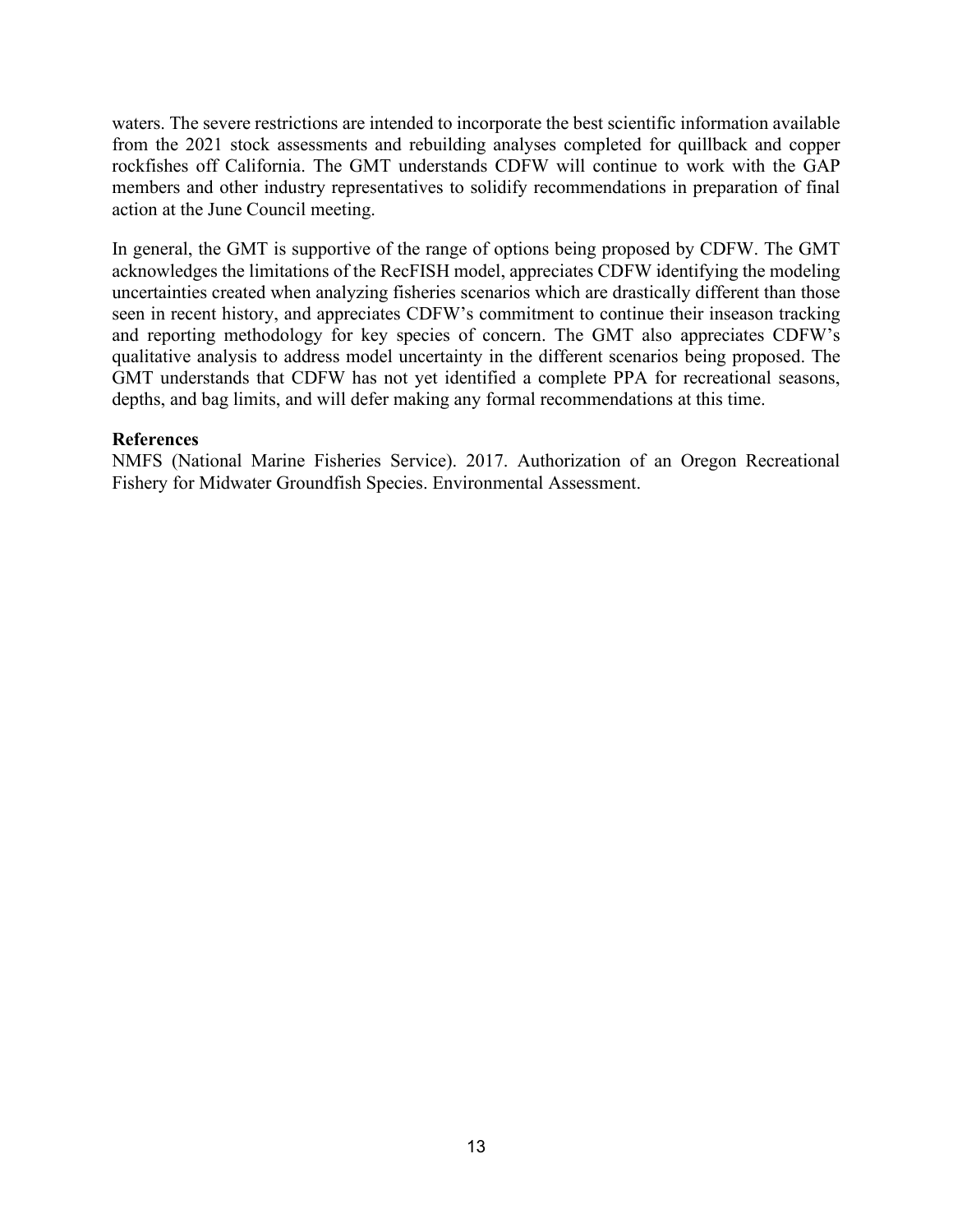waters. The severe restrictions are intended to incorporate the best scientific information available from the 2021 stock assessments and rebuilding analyses completed for quillback and copper rockfishes off California. The GMT understands CDFW will continue to work with the GAP members and other industry representatives to solidify recommendations in preparation of final action at the June Council meeting.

In general, the GMT is supportive of the range of options being proposed by CDFW. The GMT acknowledges the limitations of the RecFISH model, appreciates CDFW identifying the modeling uncertainties created when analyzing fisheries scenarios which are drastically different than those seen in recent history, and appreciates CDFW's commitment to continue their inseason tracking and reporting methodology for key species of concern. The GMT also appreciates CDFW's qualitative analysis to address model uncertainty in the different scenarios being proposed. The GMT understands that CDFW has not yet identified a complete PPA for recreational seasons, depths, and bag limits, and will defer making any formal recommendations at this time.

**References**

NMFS (National Marine Fisheries Service). 2017. Authorization of an Oregon Recreational Fishery for Midwater Groundfish Species. Environmental Assessment.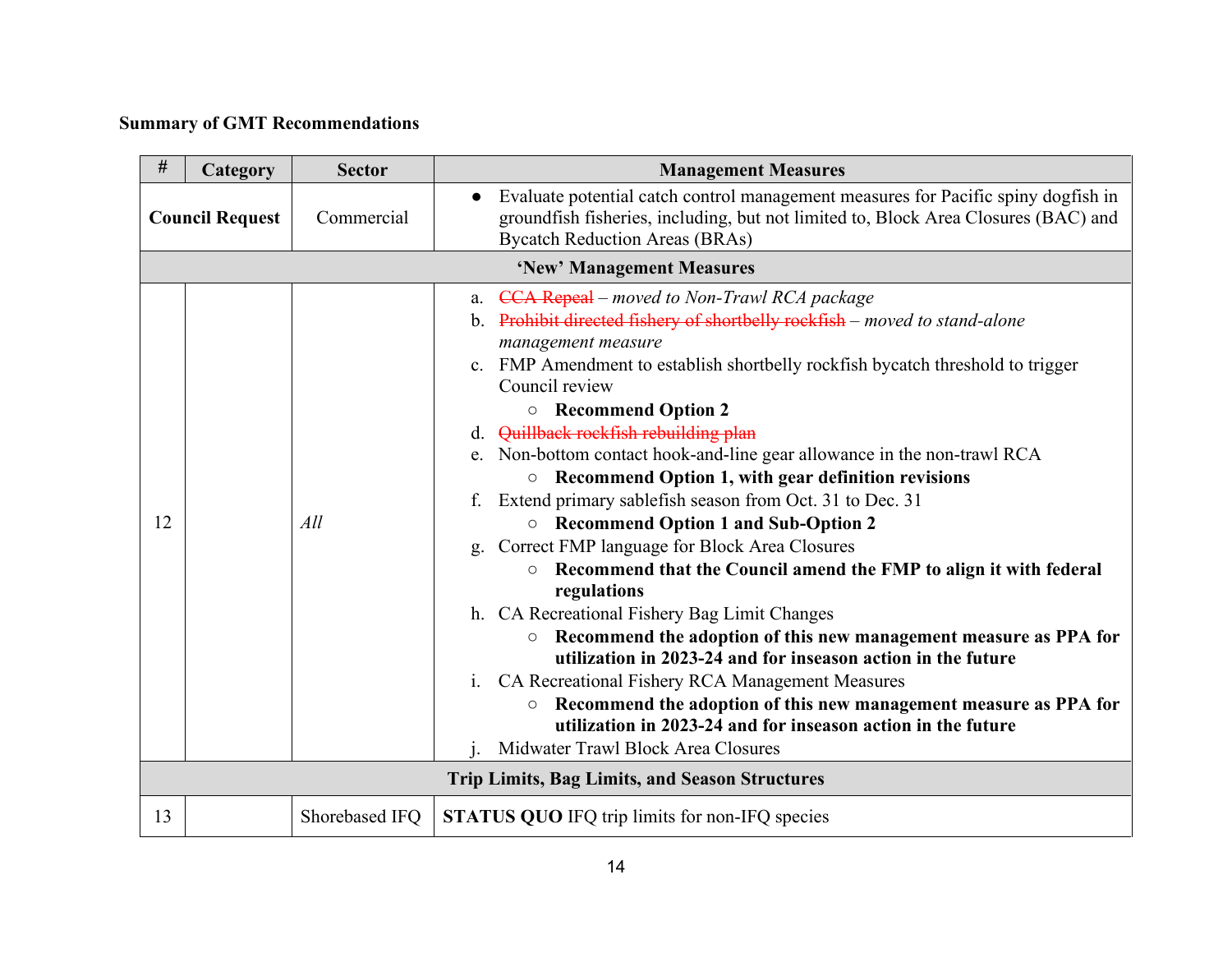**Summary of GMT Recommendations**

| # | Category | Sector | Management Measures |
|---|---|---|---|
| **Council Request** | | Commercial | ● Evaluate potential catch control management measures for Pacific spiny dogfish in groundfish fisheries, including, but not limited to, Block Area Closures (BAC) and Bycatch Reduction Areas (BRAs) |
| | | | **'New' Management Measures** |
| 12 | | *All* | a. ~~CCA Repeal~~ – *moved to Non-Trawl RCA package*<br>b. ~~Prohibit directed fishery of shortbelly rockfish~~ – *moved to stand-alone management measure*<br>c. FMP Amendment to establish shortbelly rockfish bycatch threshold to trigger Council review<br>○ **Recommend Option 2**<br>d. ~~Quillback rockfish rebuilding plan~~<br>e. Non-bottom contact hook-and-line gear allowance in the non-trawl RCA<br>○ **Recommend Option 1, with gear definition revisions**<br>f. Extend primary sablefish season from Oct. 31 to Dec. 31<br>○ **Recommend Option 1 and Sub-Option 2**<br>g. Correct FMP language for Block Area Closures<br>○ **Recommend that the Council amend the FMP to align it with federal regulations**<br>h. CA Recreational Fishery Bag Limit Changes<br>○ **Recommend the adoption of this new management measure as PPA for utilization in 2023-24 and for inseason action in the future**<br>i. CA Recreational Fishery RCA Management Measures<br>○ **Recommend the adoption of this new management measure as PPA for utilization in 2023-24 and for inseason action in the future**<br>j. Midwater Trawl Block Area Closures |
| | | | **Trip Limits, Bag Limits, and Season Structures** |
| 13 | | Shorebased IFQ | **STATUS QUO** IFQ trip limits for non-IFQ species |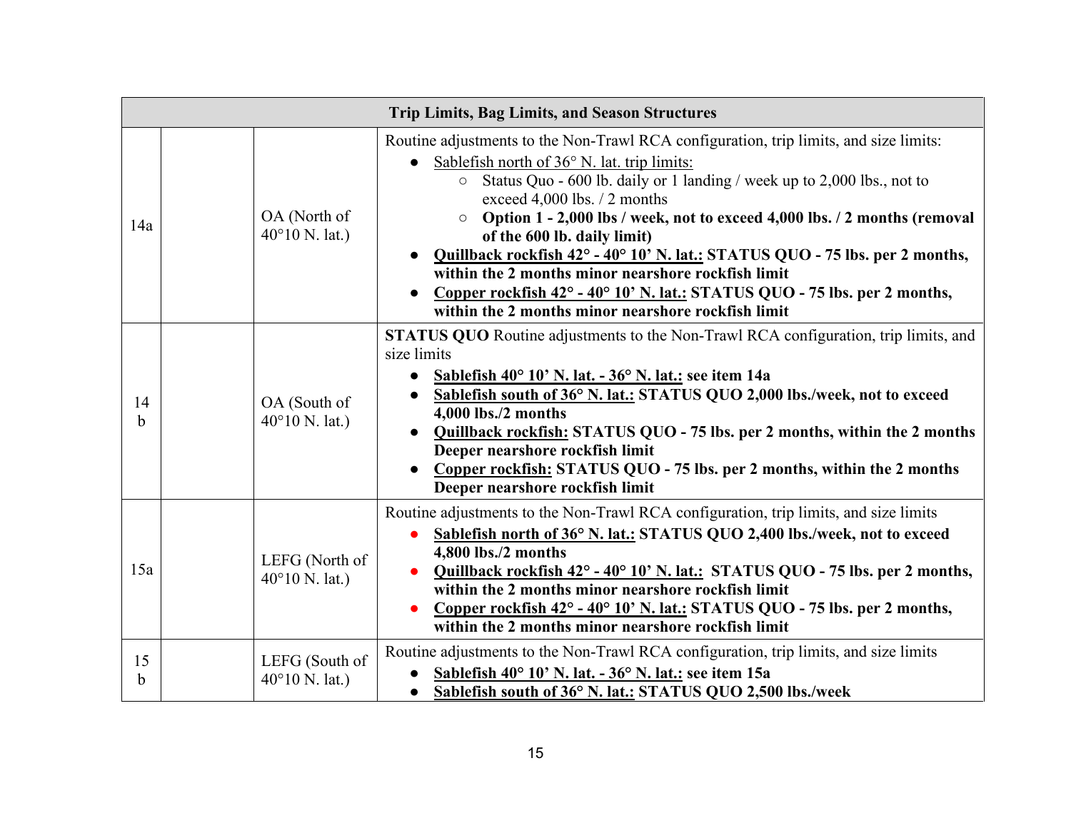| Trip Limits, Bag Limits, and Season Structures | | | |
|---|---|---|---|
| 14a | | OA (North of 40°10 N. lat.) | Routine adjustments to the Non-Trawl RCA configuration, trip limits, and size limits:<br>● Sablefish north of 36° N. lat. trip limits:<br>○ Status Quo - 600 lb. daily or 1 landing / week up to 2,000 lbs., not to exceed 4,000 lbs. / 2 months<br>○ **Option 1 - 2,000 lbs / week, not to exceed 4,000 lbs. / 2 months (removal of the 600 lb. daily limit)**<br>● **Quillback rockfish 42° - 40° 10' N. lat.: STATUS QUO - 75 lbs. per 2 months, within the 2 months minor nearshore rockfish limit**<br>● **Copper rockfish 42° - 40° 10' N. lat.: STATUS QUO - 75 lbs. per 2 months, within the 2 months minor nearshore rockfish limit** |
| 14 b | | OA (South of 40°10 N. lat.) | **STATUS QUO** Routine adjustments to the Non-Trawl RCA configuration, trip limits, and size limits<br>● **Sablefish 40° 10' N. lat. - 36° N. lat.: see item 14a**<br>● **Sablefish south of 36° N. lat.: STATUS QUO 2,000 lbs./week, not to exceed 4,000 lbs./2 months**<br>● **Quillback rockfish: STATUS QUO - 75 lbs. per 2 months, within the 2 months Deeper nearshore rockfish limit**<br>● **Copper rockfish: STATUS QUO - 75 lbs. per 2 months, within the 2 months Deeper nearshore rockfish limit** |
| 15a | | LEFG (North of 40°10 N. lat.) | Routine adjustments to the Non-Trawl RCA configuration, trip limits, and size limits<br>● **Sablefish north of 36° N. lat.: STATUS QUO 2,400 lbs./week, not to exceed 4,800 lbs./2 months**<br>● **Quillback rockfish 42° - 40° 10' N. lat.: STATUS QUO - 75 lbs. per 2 months, within the 2 months minor nearshore rockfish limit**<br>● **Copper rockfish 42° - 40° 10' N. lat.: STATUS QUO - 75 lbs. per 2 months, within the 2 months minor nearshore rockfish limit** |
| 15 b | | LEFG (South of 40°10 N. lat.) | Routine adjustments to the Non-Trawl RCA configuration, trip limits, and size limits<br>● **Sablefish 40° 10' N. lat. - 36° N. lat.: see item 15a**<br>● **Sablefish south of 36° N. lat.: STATUS QUO 2,500 lbs./week** |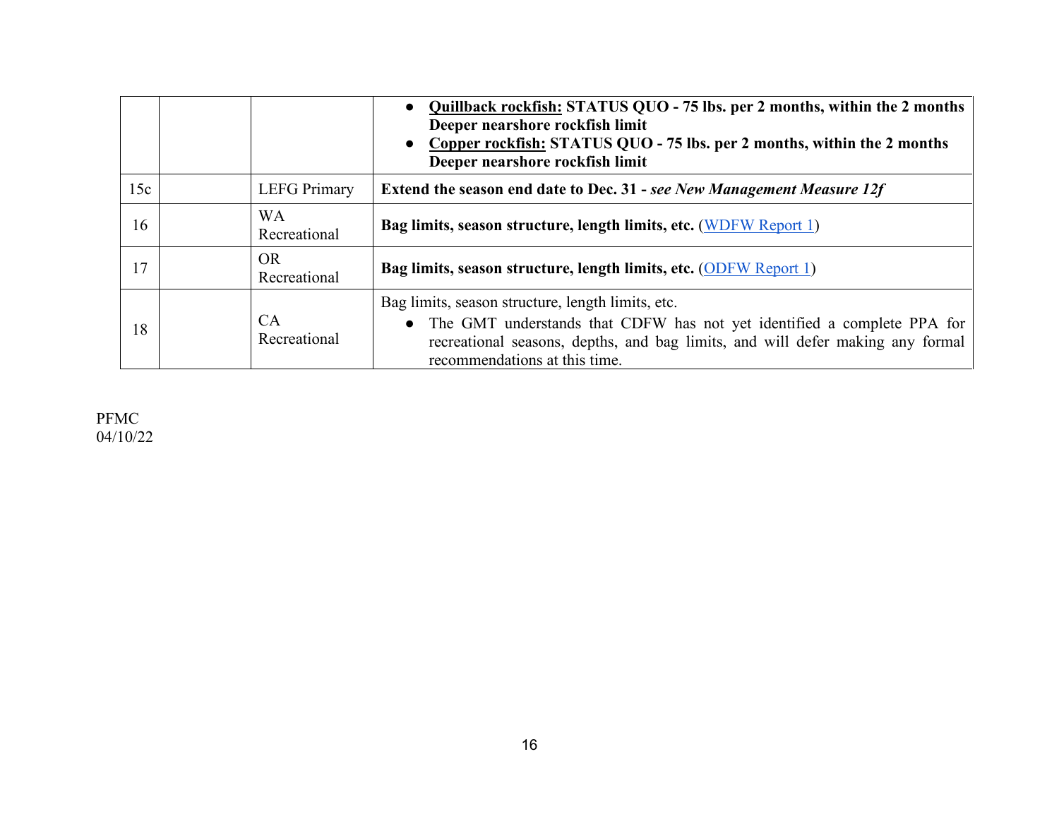| | | | |
|---|---|---|---|
| | | | ● **Quillback rockfish: STATUS QUO - 75 lbs. per 2 months, within the 2 months Deeper nearshore rockfish limit**<br>● **Copper rockfish: STATUS QUO - 75 lbs. per 2 months, within the 2 months Deeper nearshore rockfish limit** |
| 15c | | LEFG Primary | **Extend the season end date to Dec. 31 -** ***see New Management Measure 12f*** |
| 16 | | WA Recreational | **Bag limits, season structure, length limits, etc.** (WDFW Report 1) |
| 17 | | OR Recreational | **Bag limits, season structure, length limits, etc.** (ODFW Report 1) |
| 18 | | CA Recreational | Bag limits, season structure, length limits, etc.<br>● The GMT understands that CDFW has not yet identified a complete PPA for recreational seasons, depths, and bag limits, and will defer making any formal recommendations at this time. |

PFMC
04/10/22